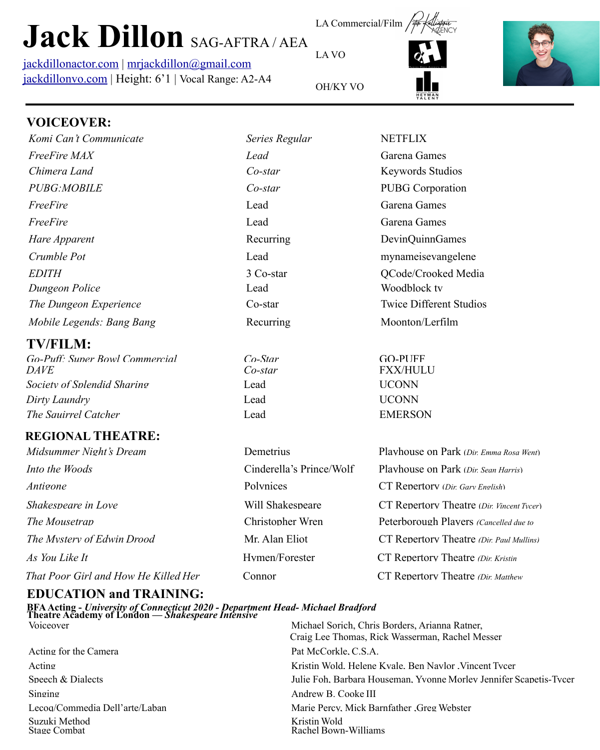# Jack Dillon SAG-AFTRA / AEA

jackdillonactor.com | mrjackdillon@gmail.com
jackdillonvo.com | Height: 6'1 | Vocal Range: A2-A4

LA Commercial/Film — Peter Kallinteris Agency
LA VO — Daniel Hoff Agency
OH/KY VO — Heyman Talent

## VOICEOVER:

| | | |
|---|---|---|
| *Komi Can't Communicate* | *Series Regular* | NETFLIX |
| *FreeFire MAX* | *Lead* | Garena Games |
| *Chimera Land* | *Co-star* | Keywords Studios |
| *PUBG:MOBILE* | *Co-star* | PUBG Corporation |
| *FreeFire* | Lead | Garena Games |
| *FreeFire* | Lead | Garena Games |
| *Hare Apparent* | Recurring | DevinQuinnGames |
| *Crumble Pot* | Lead | mynameisevangelene |
| *EDITH* | 3 Co-star | QCode/Crooked Media |
| *Dungeon Police* | Lead | Woodblock tv |
| *The Dungeon Experience* | Co-star | Twice Different Studios |
| *Mobile Legends: Bang Bang* | Recurring | Moonton/Lerfilm |

## TV/FILM:

| | | |
|---|---|---|
| *Go-Puff: Super Bowl Commercial* | *Co-Star* | GO-PUFF |
| *DAVE* | *Co-star* | FXX/HULU |
| *Society of Splendid Sharing* | Lead | UCONN |
| *Dirty Laundry* | Lead | UCONN |
| *The Squirrel Catcher* | Lead | EMERSON |

## REGIONAL THEATRE:

| | | |
|---|---|---|
| *Midsummer Night's Dream* | Demetrius | Playhouse on Park *(Dir. Emma Rosa Went)* |
| *Into the Woods* | Cinderella's Prince/Wolf | Playhouse on Park *(Dir. Sean Harris)* |
| *Antigone* | Polynices | CT Repertory *(Dir. Gary English)* |
| *Shakespeare in Love* | Will Shakespeare | CT Repertory Theatre *(Dir. Vincent Tycer)* |
| *The Mousetrap* | Christopher Wren | Peterborough Players *(Cancelled due to* |
| *The Mystery of Edwin Drood* | Mr. Alan Eliot | CT Repertory Theatre *(Dir. Paul Mullins)* |
| *As You Like It* | Hymen/Forester | CT Repertory Theatre *(Dir. Kristin* |
| *That Poor Girl and How He Killed Her* | Connor | CT Repertory Theatre *(Dir. Matthew* |

## EDUCATION and TRAINING:

**BFA Acting - *University of Connecticut 2020 - Department Head- Michael Bradford***
**Theatre Academy of London — *Shakespeare Intensive***

| | |
|---|---|
| Voiceover | Michael Sorich, Chris Borders, Arianna Ratner, Craig Lee Thomas, Rick Wasserman, Rachel Messer |
| Acting for the Camera | Pat McCorkle, C.S.A. |
| Acting | Kristin Wold, Helene Kvale, Ben Naylor ,Vincent Tycer |
| Speech & Dialects | Julie Foh, Barbara Houseman, Yvonne Morley Jennifer Scapetis-Tycer |
| Singing | Andrew B. Cooke III |
| Lecoq/Commedia Dell'arte/Laban | Marie Percy, Mick Barnfather ,Greg Webster |
| Suzuki Method | Kristin Wold |
| Stage Combat | Rachel Bown-Williams |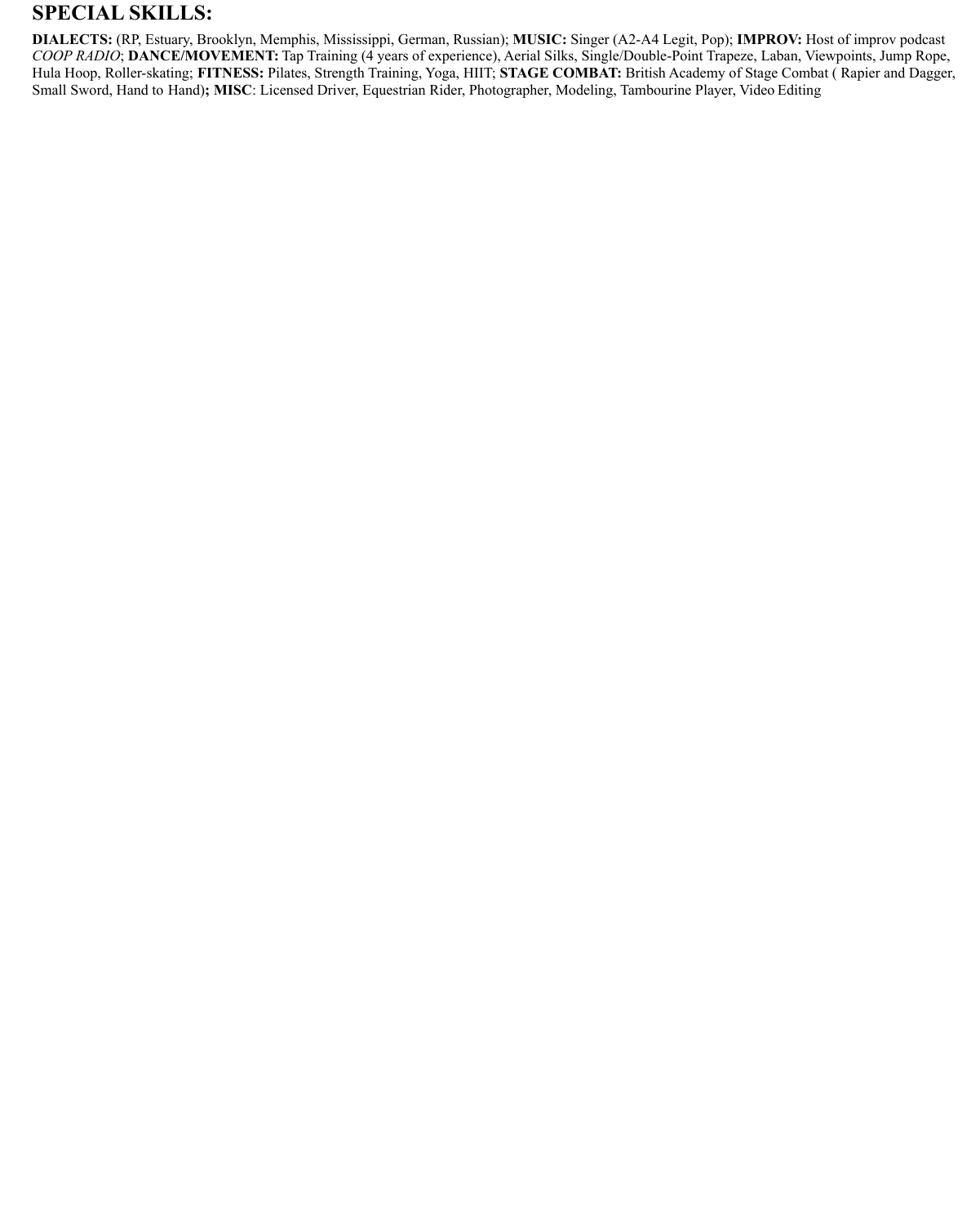## SPECIAL SKILLS:

**DIALECTS:** (RP, Estuary, Brooklyn, Memphis, Mississippi, German, Russian); **MUSIC:** Singer (A2-A4 Legit, Pop); **IMPROV:** Host of improv podcast *COOP RADIO*; **DANCE/MOVEMENT:** Tap Training (4 years of experience), Aerial Silks, Single/Double-Point Trapeze, Laban, Viewpoints, Jump Rope, Hula Hoop, Roller-skating; **FITNESS:** Pilates, Strength Training, Yoga, HIIT; **STAGE COMBAT:** British Academy of Stage Combat ( Rapier and Dagger, Small Sword, Hand to Hand)**;** **MISC**: Licensed Driver, Equestrian Rider, Photographer, Modeling, Tambourine Player, Video Editing